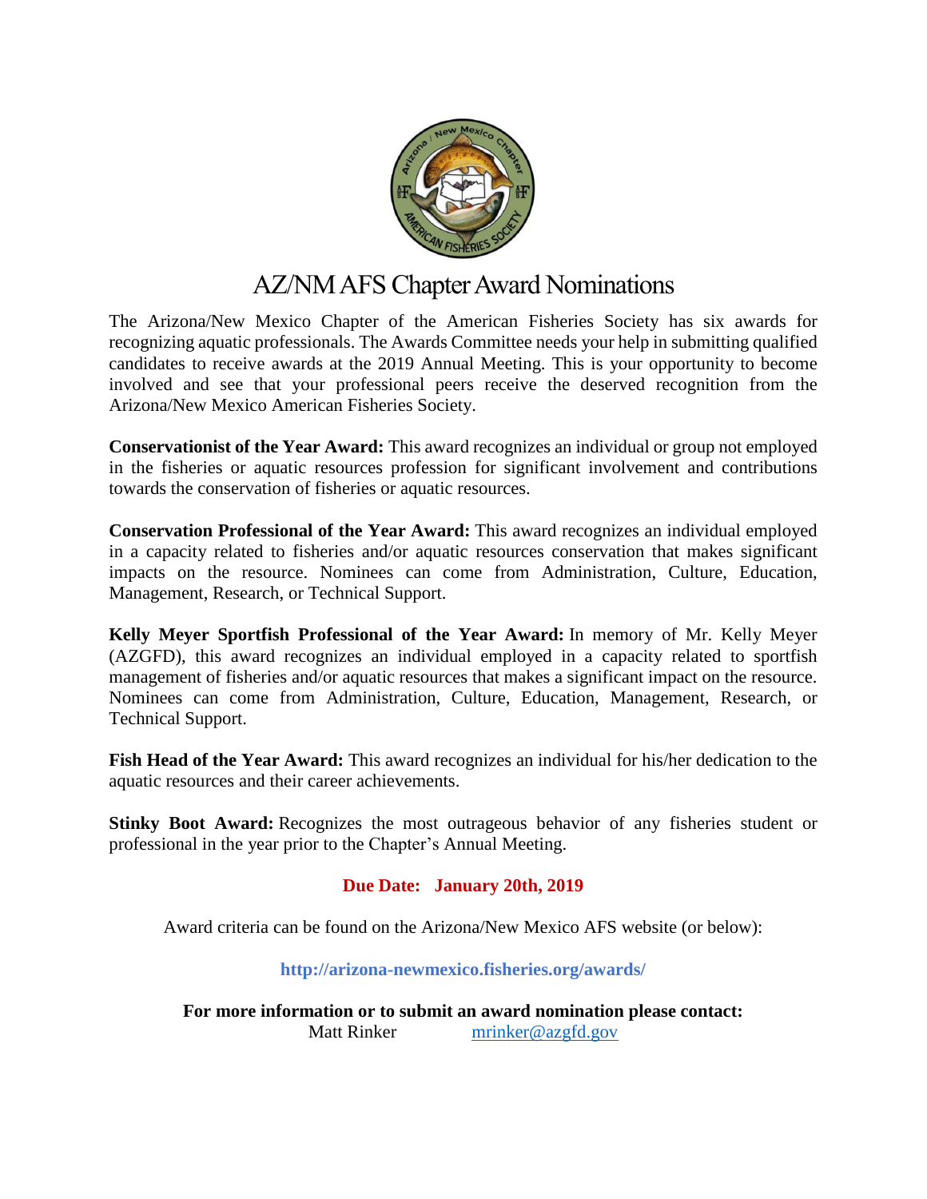# AZ/NM AFS Chapter Award Nominations

The Arizona/New Mexico Chapter of the American Fisheries Society has six awards for recognizing aquatic professionals. The Awards Committee needs your help in submitting qualified candidates to receive awards at the 2019 Annual Meeting. This is your opportunity to become involved and see that your professional peers receive the deserved recognition from the Arizona/New Mexico American Fisheries Society.

**Conservationist of the Year Award:** This award recognizes an individual or group not employed in the fisheries or aquatic resources profession for significant involvement and contributions towards the conservation of fisheries or aquatic resources.

**Conservation Professional of the Year Award:** This award recognizes an individual employed in a capacity related to fisheries and/or aquatic resources conservation that makes significant impacts on the resource. Nominees can come from Administration, Culture, Education, Management, Research, or Technical Support.

**Kelly Meyer Sportfish Professional of the Year Award:** In memory of Mr. Kelly Meyer (AZGFD), this award recognizes an individual employed in a capacity related to sportfish management of fisheries and/or aquatic resources that makes a significant impact on the resource. Nominees can come from Administration, Culture, Education, Management, Research, or Technical Support.

**Fish Head of the Year Award:** This award recognizes an individual for his/her dedication to the aquatic resources and their career achievements.

**Stinky Boot Award:** Recognizes the most outrageous behavior of any fisheries student or professional in the year prior to the Chapter's Annual Meeting.

**Due Date: January 20th, 2019**

Award criteria can be found on the Arizona/New Mexico AFS website (or below):

**http://arizona-newmexico.fisheries.org/awards/**

**For more information or to submit an award nomination please contact:**
Matt Rinker mrinker@azgfd.gov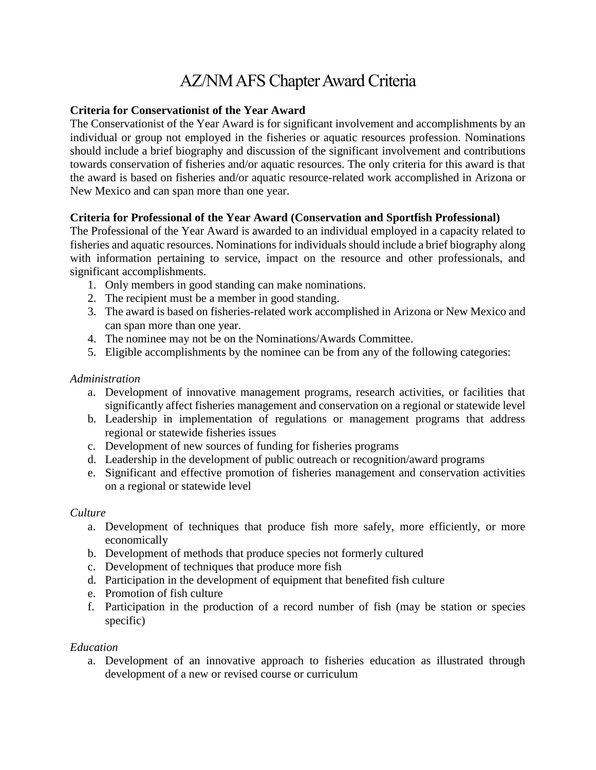# AZ/NM AFS Chapter Award Criteria

**Criteria for Conservationist of the Year Award**

The Conservationist of the Year Award is for significant involvement and accomplishments by an individual or group not employed in the fisheries or aquatic resources profession. Nominations should include a brief biography and discussion of the significant involvement and contributions towards conservation of fisheries and/or aquatic resources. The only criteria for this award is that the award is based on fisheries and/or aquatic resource-related work accomplished in Arizona or New Mexico and can span more than one year.

**Criteria for Professional of the Year Award (Conservation and Sportfish Professional)**

The Professional of the Year Award is awarded to an individual employed in a capacity related to fisheries and aquatic resources. Nominations for individuals should include a brief biography along with information pertaining to service, impact on the resource and other professionals, and significant accomplishments.

1. Only members in good standing can make nominations.
2. The recipient must be a member in good standing.
3. The award is based on fisheries-related work accomplished in Arizona or New Mexico and can span more than one year.
4. The nominee may not be on the Nominations/Awards Committee.
5. Eligible accomplishments by the nominee can be from any of the following categories:

*Administration*

a. Development of innovative management programs, research activities, or facilities that significantly affect fisheries management and conservation on a regional or statewide level
b. Leadership in implementation of regulations or management programs that address regional or statewide fisheries issues
c. Development of new sources of funding for fisheries programs
d. Leadership in the development of public outreach or recognition/award programs
e. Significant and effective promotion of fisheries management and conservation activities on a regional or statewide level

*Culture*

a. Development of techniques that produce fish more safely, more efficiently, or more economically
b. Development of methods that produce species not formerly cultured
c. Development of techniques that produce more fish
d. Participation in the development of equipment that benefited fish culture
e. Promotion of fish culture
f. Participation in the production of a record number of fish (may be station or species specific)

*Education*

a. Development of an innovative approach to fisheries education as illustrated through development of a new or revised course or curriculum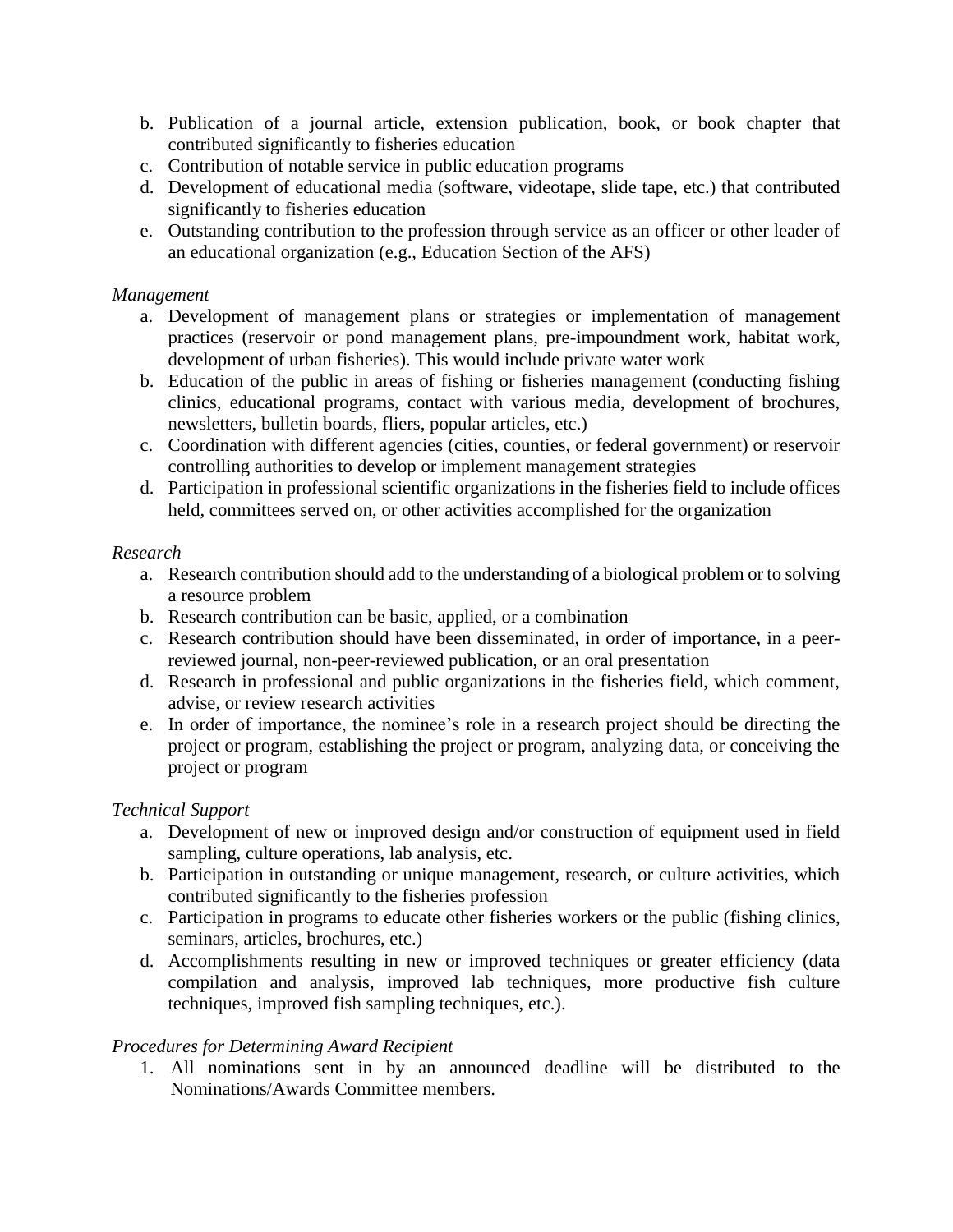b. Publication of a journal article, extension publication, book, or book chapter that contributed significantly to fisheries education
c. Contribution of notable service in public education programs
d. Development of educational media (software, videotape, slide tape, etc.) that contributed significantly to fisheries education
e. Outstanding contribution to the profession through service as an officer or other leader of an educational organization (e.g., Education Section of the AFS)

*Management*

a. Development of management plans or strategies or implementation of management practices (reservoir or pond management plans, pre-impoundment work, habitat work, development of urban fisheries). This would include private water work
b. Education of the public in areas of fishing or fisheries management (conducting fishing clinics, educational programs, contact with various media, development of brochures, newsletters, bulletin boards, fliers, popular articles, etc.)
c. Coordination with different agencies (cities, counties, or federal government) or reservoir controlling authorities to develop or implement management strategies
d. Participation in professional scientific organizations in the fisheries field to include offices held, committees served on, or other activities accomplished for the organization

*Research*

a. Research contribution should add to the understanding of a biological problem or to solving a resource problem
b. Research contribution can be basic, applied, or a combination
c. Research contribution should have been disseminated, in order of importance, in a peer-reviewed journal, non-peer-reviewed publication, or an oral presentation
d. Research in professional and public organizations in the fisheries field, which comment, advise, or review research activities
e. In order of importance, the nominee's role in a research project should be directing the project or program, establishing the project or program, analyzing data, or conceiving the project or program

*Technical Support*

a. Development of new or improved design and/or construction of equipment used in field sampling, culture operations, lab analysis, etc.
b. Participation in outstanding or unique management, research, or culture activities, which contributed significantly to the fisheries profession
c. Participation in programs to educate other fisheries workers or the public (fishing clinics, seminars, articles, brochures, etc.)
d. Accomplishments resulting in new or improved techniques or greater efficiency (data compilation and analysis, improved lab techniques, more productive fish culture techniques, improved fish sampling techniques, etc.).

*Procedures for Determining Award Recipient*

1. All nominations sent in by an announced deadline will be distributed to the Nominations/Awards Committee members.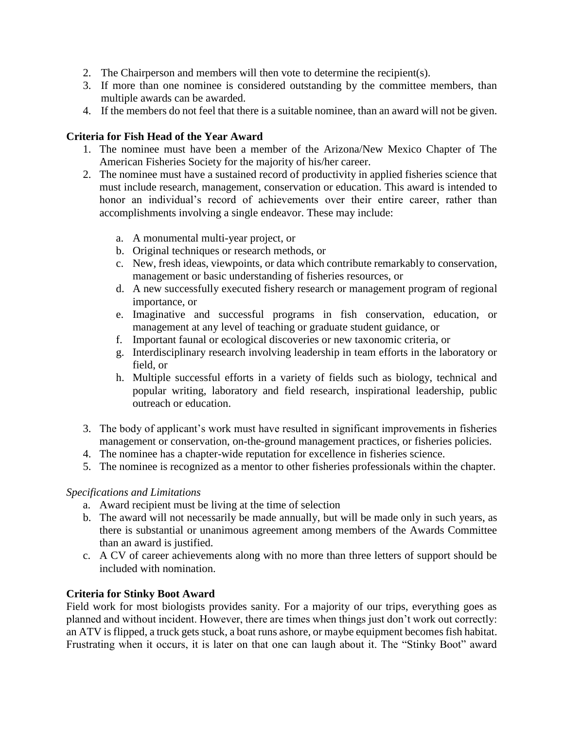2. The Chairperson and members will then vote to determine the recipient(s).
3. If more than one nominee is considered outstanding by the committee members, than multiple awards can be awarded.
4. If the members do not feel that there is a suitable nominee, than an award will not be given.

**Criteria for Fish Head of the Year Award**

1. The nominee must have been a member of the Arizona/New Mexico Chapter of The American Fisheries Society for the majority of his/her career.
2. The nominee must have a sustained record of productivity in applied fisheries science that must include research, management, conservation or education. This award is intended to honor an individual's record of achievements over their entire career, rather than accomplishments involving a single endeavor. These may include:

   a. A monumental multi-year project, or
   b. Original techniques or research methods, or
   c. New, fresh ideas, viewpoints, or data which contribute remarkably to conservation, management or basic understanding of fisheries resources, or
   d. A new successfully executed fishery research or management program of regional importance, or
   e. Imaginative and successful programs in fish conservation, education, or management at any level of teaching or graduate student guidance, or
   f. Important faunal or ecological discoveries or new taxonomic criteria, or
   g. Interdisciplinary research involving leadership in team efforts in the laboratory or field, or
   h. Multiple successful efforts in a variety of fields such as biology, technical and popular writing, laboratory and field research, inspirational leadership, public outreach or education.

3. The body of applicant's work must have resulted in significant improvements in fisheries management or conservation, on-the-ground management practices, or fisheries policies.
4. The nominee has a chapter-wide reputation for excellence in fisheries science.
5. The nominee is recognized as a mentor to other fisheries professionals within the chapter.

*Specifications and Limitations*

a. Award recipient must be living at the time of selection
b. The award will not necessarily be made annually, but will be made only in such years, as there is substantial or unanimous agreement among members of the Awards Committee than an award is justified.
c. A CV of career achievements along with no more than three letters of support should be included with nomination.

**Criteria for Stinky Boot Award**

Field work for most biologists provides sanity. For a majority of our trips, everything goes as planned and without incident. However, there are times when things just don't work out correctly: an ATV is flipped, a truck gets stuck, a boat runs ashore, or maybe equipment becomes fish habitat. Frustrating when it occurs, it is later on that one can laugh about it. The "Stinky Boot" award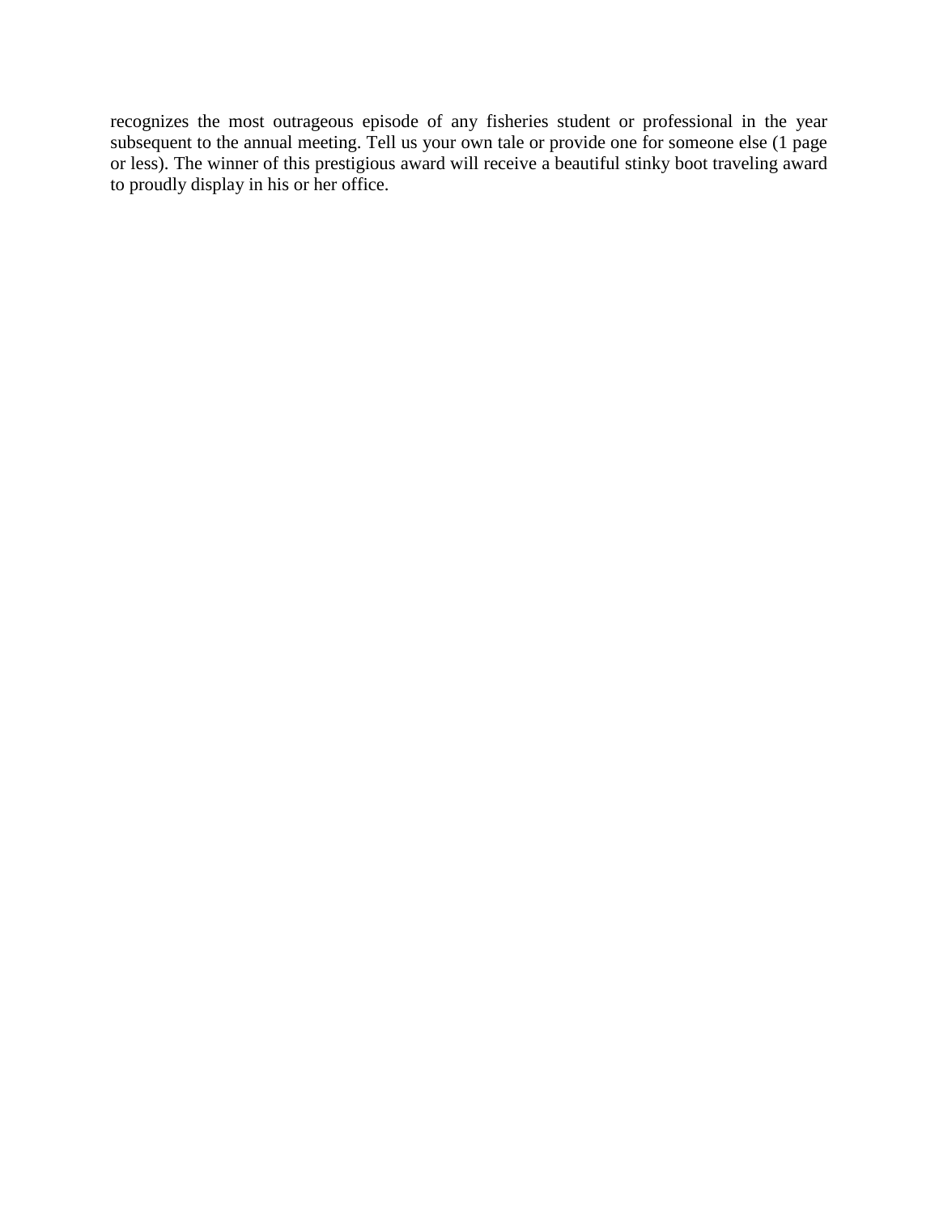recognizes the most outrageous episode of any fisheries student or professional in the year subsequent to the annual meeting. Tell us your own tale or provide one for someone else (1 page or less). The winner of this prestigious award will receive a beautiful stinky boot traveling award to proudly display in his or her office.